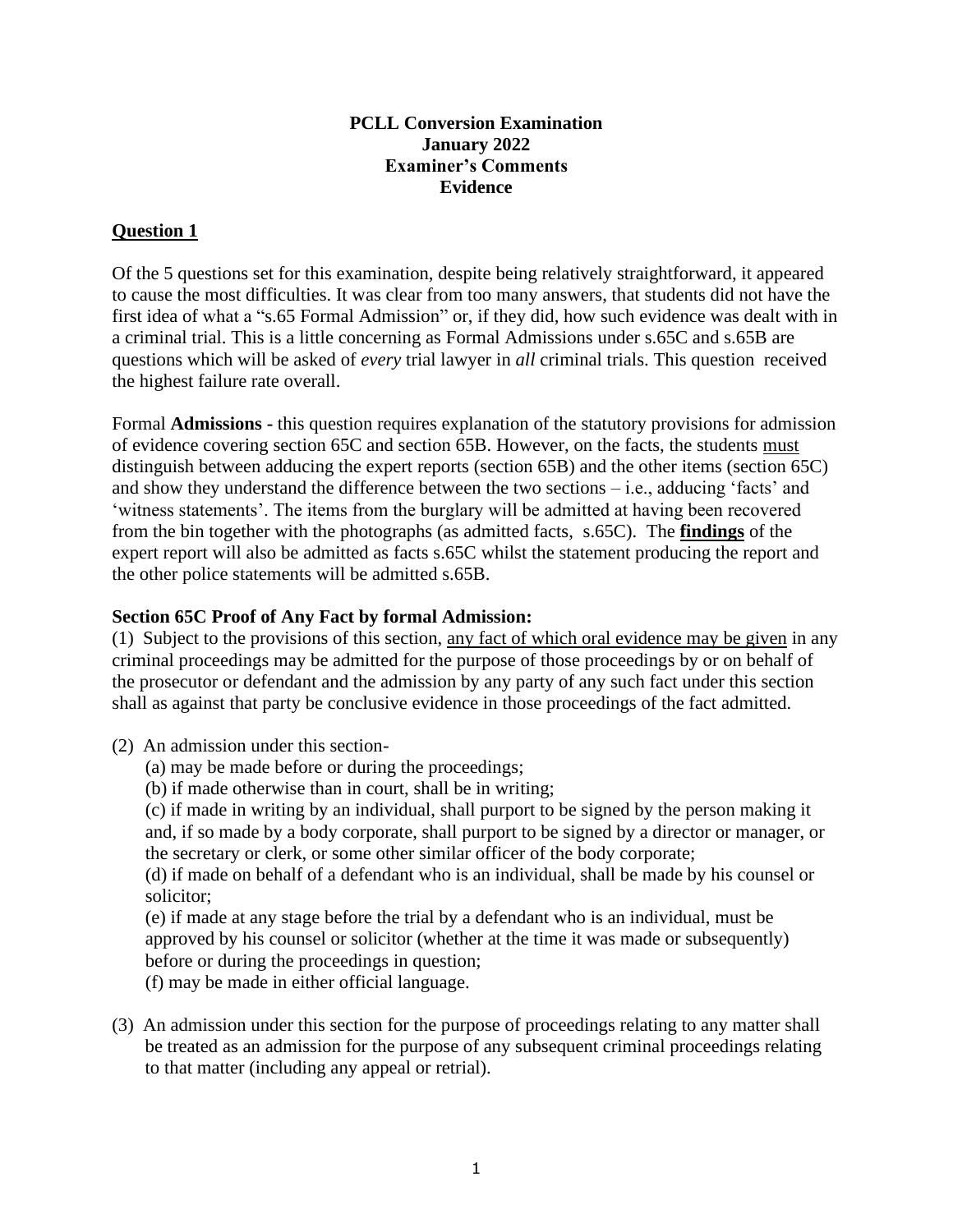**PCLL Conversion Examination**
**January 2022**
**Examiner's Comments**
**Evidence**

## Question 1

Of the 5 questions set for this examination, despite being relatively straightforward, it appeared to cause the most difficulties. It was clear from too many answers, that students did not have the first idea of what a "s.65 Formal Admission" or, if they did, how such evidence was dealt with in a criminal trial. This is a little concerning as Formal Admissions under s.65C and s.65B are questions which will be asked of *every* trial lawyer in *all* criminal trials. This question received the highest failure rate overall.

Formal **Admissions -** this question requires explanation of the statutory provisions for admission of evidence covering section 65C and section 65B. However, on the facts, the students must distinguish between adducing the expert reports (section 65B) and the other items (section 65C) and show they understand the difference between the two sections – i.e., adducing 'facts' and 'witness statements'. The items from the burglary will be admitted at having been recovered from the bin together with the photographs (as admitted facts, s.65C). The **findings** of the expert report will also be admitted as facts s.65C whilst the statement producing the report and the other police statements will be admitted s.65B.

**Section 65C Proof of Any Fact by formal Admission:**

(1) Subject to the provisions of this section, any fact of which oral evidence may be given in any criminal proceedings may be admitted for the purpose of those proceedings by or on behalf of the prosecutor or defendant and the admission by any party of any such fact under this section shall as against that party be conclusive evidence in those proceedings of the fact admitted.

(2) An admission under this section-

(a) may be made before or during the proceedings;

(b) if made otherwise than in court, shall be in writing;

(c) if made in writing by an individual, shall purport to be signed by the person making it and, if so made by a body corporate, shall purport to be signed by a director or manager, or the secretary or clerk, or some other similar officer of the body corporate;

(d) if made on behalf of a defendant who is an individual, shall be made by his counsel or solicitor;

(e) if made at any stage before the trial by a defendant who is an individual, must be approved by his counsel or solicitor (whether at the time it was made or subsequently) before or during the proceedings in question;

(f) may be made in either official language.

(3) An admission under this section for the purpose of proceedings relating to any matter shall be treated as an admission for the purpose of any subsequent criminal proceedings relating to that matter (including any appeal or retrial).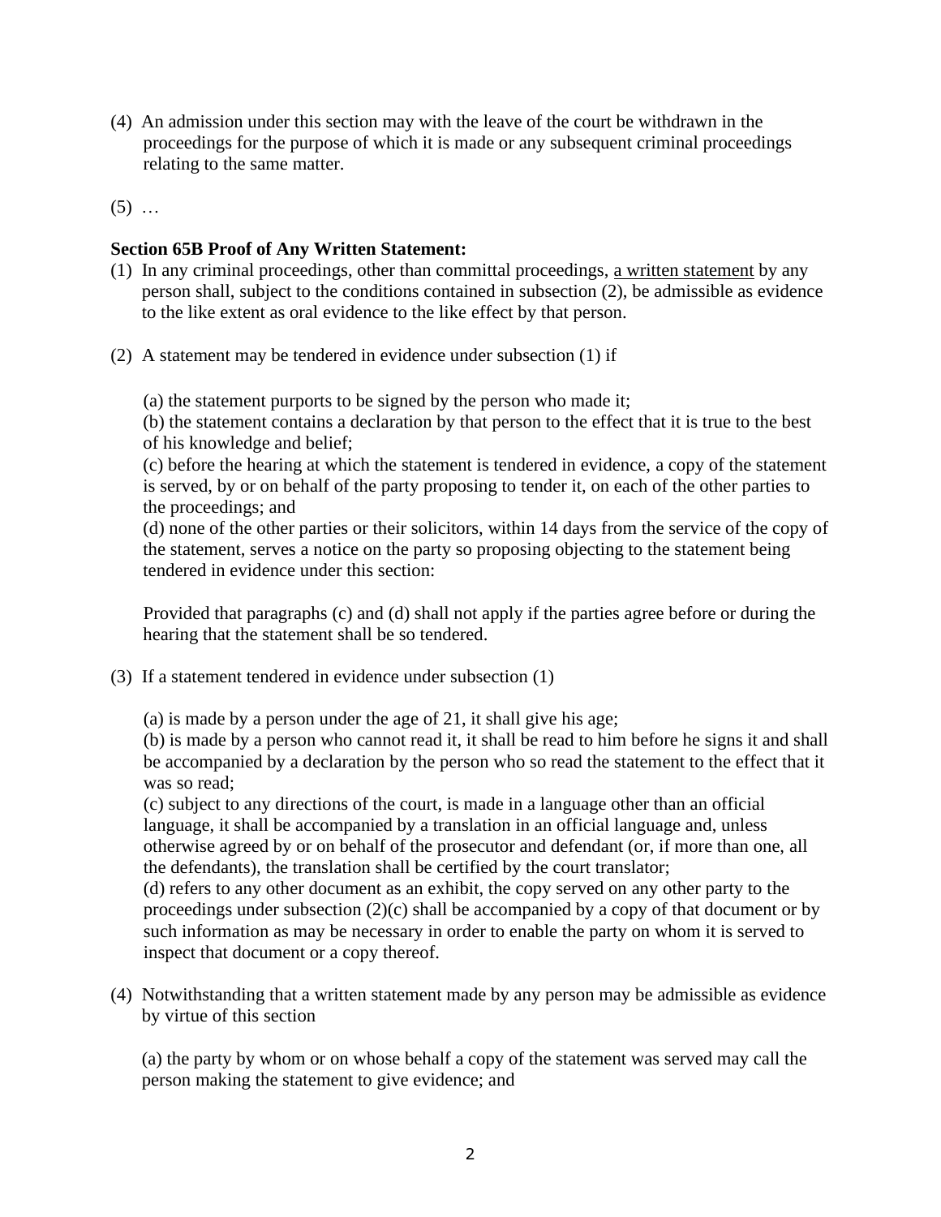(4) An admission under this section may with the leave of the court be withdrawn in the proceedings for the purpose of which it is made or any subsequent criminal proceedings relating to the same matter.

(5) …

**Section 65B Proof of Any Written Statement:**

(1) In any criminal proceedings, other than committal proceedings, <u>a written statement</u> by any person shall, subject to the conditions contained in subsection (2), be admissible as evidence to the like extent as oral evidence to the like effect by that person.

(2) A statement may be tendered in evidence under subsection (1) if

(a) the statement purports to be signed by the person who made it;
(b) the statement contains a declaration by that person to the effect that it is true to the best of his knowledge and belief;
(c) before the hearing at which the statement is tendered in evidence, a copy of the statement is served, by or on behalf of the party proposing to tender it, on each of the other parties to the proceedings; and
(d) none of the other parties or their solicitors, within 14 days from the service of the copy of the statement, serves a notice on the party so proposing objecting to the statement being tendered in evidence under this section:

Provided that paragraphs (c) and (d) shall not apply if the parties agree before or during the hearing that the statement shall be so tendered.

(3) If a statement tendered in evidence under subsection (1)

(a) is made by a person under the age of 21, it shall give his age;
(b) is made by a person who cannot read it, it shall be read to him before he signs it and shall be accompanied by a declaration by the person who so read the statement to the effect that it was so read;
(c) subject to any directions of the court, is made in a language other than an official language, it shall be accompanied by a translation in an official language and, unless otherwise agreed by or on behalf of the prosecutor and defendant (or, if more than one, all the defendants), the translation shall be certified by the court translator;
(d) refers to any other document as an exhibit, the copy served on any other party to the proceedings under subsection (2)(c) shall be accompanied by a copy of that document or by such information as may be necessary in order to enable the party on whom it is served to inspect that document or a copy thereof.

(4) Notwithstanding that a written statement made by any person may be admissible as evidence by virtue of this section

(a) the party by whom or on whose behalf a copy of the statement was served may call the person making the statement to give evidence; and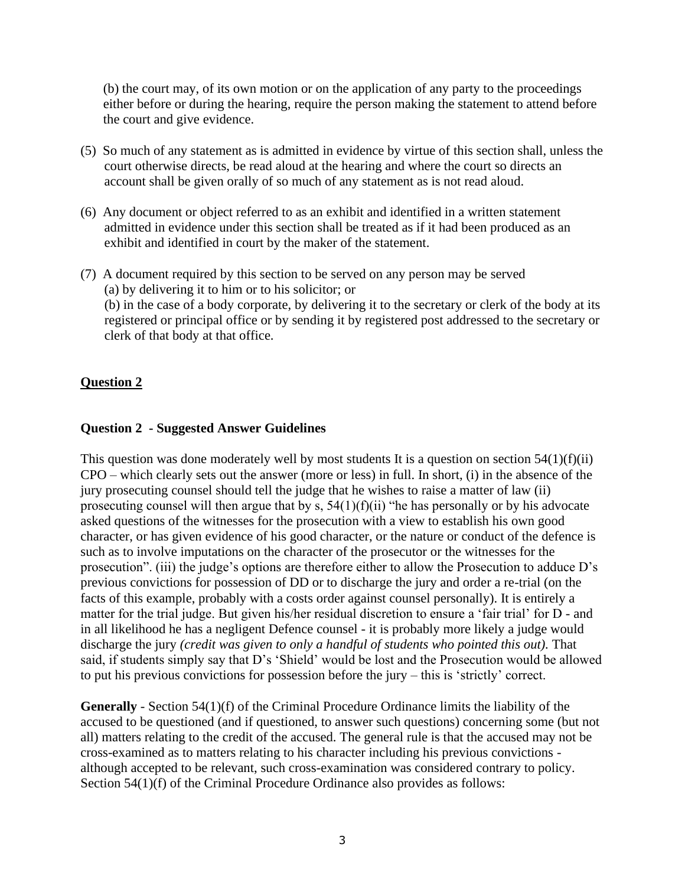(b) the court may, of its own motion or on the application of any party to the proceedings either before or during the hearing, require the person making the statement to attend before the court and give evidence.

(5) So much of any statement as is admitted in evidence by virtue of this section shall, unless the court otherwise directs, be read aloud at the hearing and where the court so directs an account shall be given orally of so much of any statement as is not read aloud.

(6) Any document or object referred to as an exhibit and identified in a written statement admitted in evidence under this section shall be treated as if it had been produced as an exhibit and identified in court by the maker of the statement.

(7) A document required by this section to be served on any person may be served
(a) by delivering it to him or to his solicitor; or
(b) in the case of a body corporate, by delivering it to the secretary or clerk of the body at its registered or principal office or by sending it by registered post addressed to the secretary or clerk of that body at that office.

## Question 2

### Question 2 - Suggested Answer Guidelines

This question was done moderately well by most students It is a question on section 54(1)(f)(ii) CPO – which clearly sets out the answer (more or less) in full. In short, (i) in the absence of the jury prosecuting counsel should tell the judge that he wishes to raise a matter of law (ii) prosecuting counsel will then argue that by s, 54(1)(f)(ii) "he has personally or by his advocate asked questions of the witnesses for the prosecution with a view to establish his own good character, or has given evidence of his good character, or the nature or conduct of the defence is such as to involve imputations on the character of the prosecutor or the witnesses for the prosecution". (iii) the judge's options are therefore either to allow the Prosecution to adduce D's previous convictions for possession of DD or to discharge the jury and order a re-trial (on the facts of this example, probably with a costs order against counsel personally). It is entirely a matter for the trial judge. But given his/her residual discretion to ensure a 'fair trial' for D - and in all likelihood he has a negligent Defence counsel - it is probably more likely a judge would discharge the jury *(credit was given to only a handful of students who pointed this out)*. That said, if students simply say that D's 'Shield' would be lost and the Prosecution would be allowed to put his previous convictions for possession before the jury – this is 'strictly' correct.

**Generally** - Section 54(1)(f) of the Criminal Procedure Ordinance limits the liability of the accused to be questioned (and if questioned, to answer such questions) concerning some (but not all) matters relating to the credit of the accused. The general rule is that the accused may not be cross-examined as to matters relating to his character including his previous convictions - although accepted to be relevant, such cross-examination was considered contrary to policy. Section 54(1)(f) of the Criminal Procedure Ordinance also provides as follows: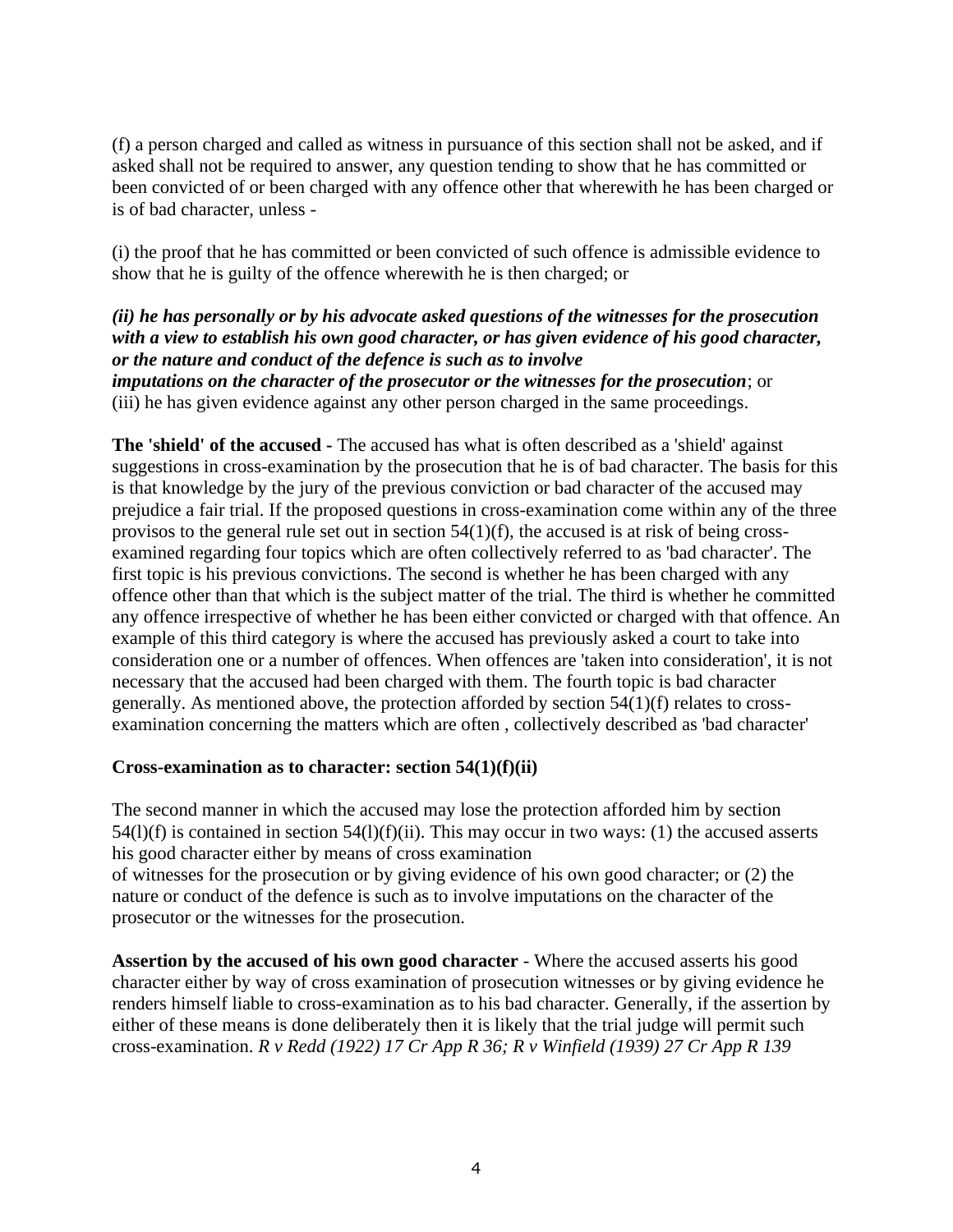(f) a person charged and called as witness in pursuance of this section shall not be asked, and if asked shall not be required to answer, any question tending to show that he has committed or been convicted of or been charged with any offence other that wherewith he has been charged or is of bad character, unless -

(i) the proof that he has committed or been convicted of such offence is admissible evidence to show that he is guilty of the offence wherewith he is then charged; or

***(ii) he has personally or by his advocate asked questions of the witnesses for the prosecution with a view to establish his own good character, or has given evidence of his good character, or the nature and conduct of the defence is such as to involve imputations on the character of the prosecutor or the witnesses for the prosecution***; or
(iii) he has given evidence against any other person charged in the same proceedings.

**The 'shield' of the accused -** The accused has what is often described as a 'shield' against suggestions in cross-examination by the prosecution that he is of bad character. The basis for this is that knowledge by the jury of the previous conviction or bad character of the accused may prejudice a fair trial. If the proposed questions in cross-examination come within any of the three provisos to the general rule set out in section 54(1)(f), the accused is at risk of being cross-examined regarding four topics which are often collectively referred to as 'bad character'. The first topic is his previous convictions. The second is whether he has been charged with any offence other than that which is the subject matter of the trial. The third is whether he committed any offence irrespective of whether he has been either convicted or charged with that offence. An example of this third category is where the accused has previously asked a court to take into consideration one or a number of offences. When offences are 'taken into consideration', it is not necessary that the accused had been charged with them. The fourth topic is bad character generally. As mentioned above, the protection afforded by section 54(1)(f) relates to cross-examination concerning the matters which are often , collectively described as 'bad character'

**Cross-examination as to character: section 54(1)(f)(ii)**

The second manner in which the accused may lose the protection afforded him by section 54(l)(f) is contained in section 54(l)(f)(ii). This may occur in two ways: (1) the accused asserts his good character either by means of cross examination of witnesses for the prosecution or by giving evidence of his own good character; or (2) the nature or conduct of the defence is such as to involve imputations on the character of the prosecutor or the witnesses for the prosecution.

**Assertion by the accused of his own good character** - Where the accused asserts his good character either by way of cross examination of prosecution witnesses or by giving evidence he renders himself liable to cross-examination as to his bad character. Generally, if the assertion by either of these means is done deliberately then it is likely that the trial judge will permit such cross-examination. *R v Redd (1922) 17 Cr App R 36; R v Winfield (1939) 27 Cr App R 139*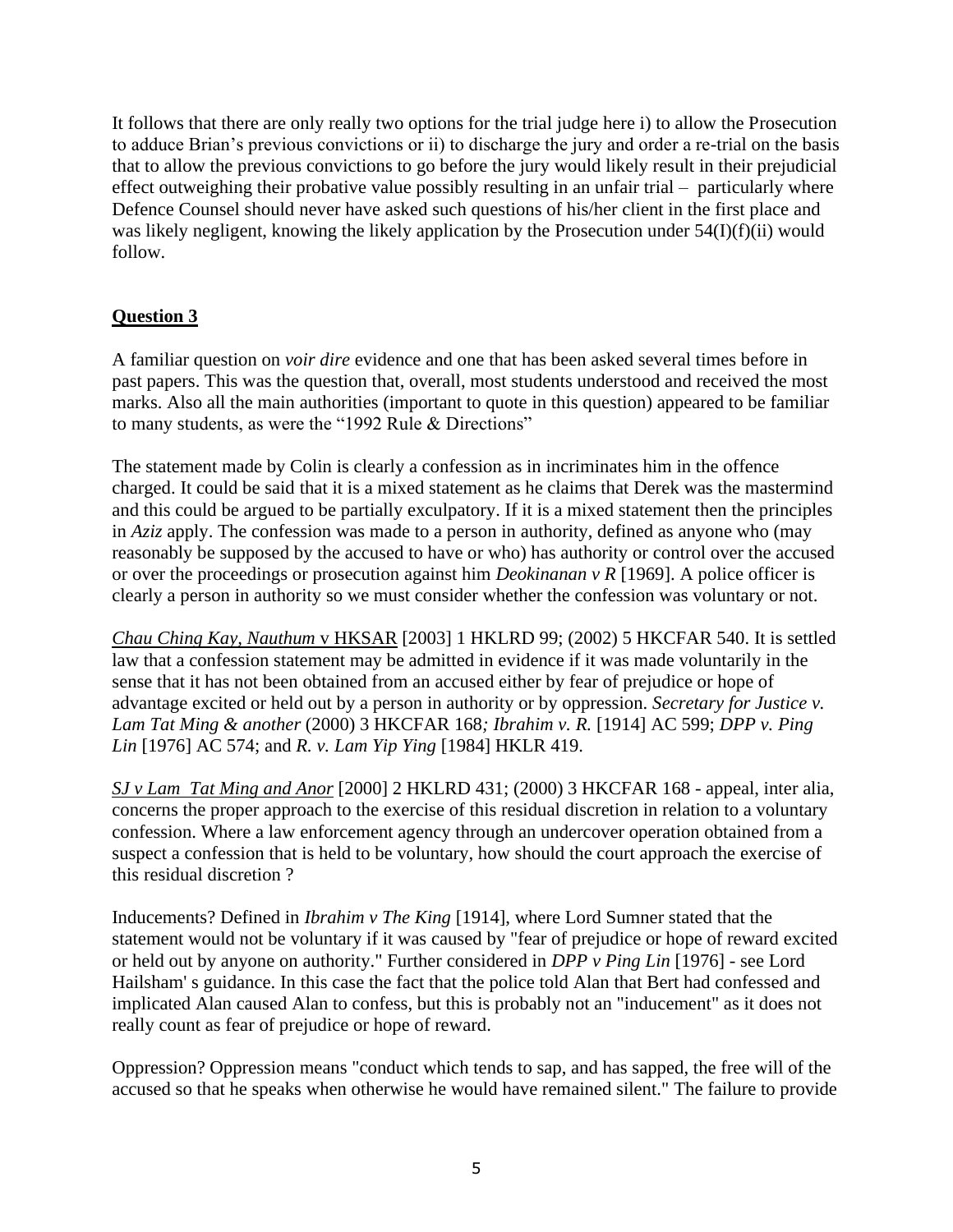It follows that there are only really two options for the trial judge here i) to allow the Prosecution to adduce Brian's previous convictions or ii) to discharge the jury and order a re-trial on the basis that to allow the previous convictions to go before the jury would likely result in their prejudicial effect outweighing their probative value possibly resulting in an unfair trial – particularly where Defence Counsel should never have asked such questions of his/her client in the first place and was likely negligent, knowing the likely application by the Prosecution under 54(I)(f)(ii) would follow.

## Question 3

A familiar question on *voir dire* evidence and one that has been asked several times before in past papers. This was the question that, overall, most students understood and received the most marks. Also all the main authorities (important to quote in this question) appeared to be familiar to many students, as were the "1992 Rule & Directions"

The statement made by Colin is clearly a confession as in incriminates him in the offence charged. It could be said that it is a mixed statement as he claims that Derek was the mastermind and this could be argued to be partially exculpatory. If it is a mixed statement then the principles in *Aziz* apply. The confession was made to a person in authority, defined as anyone who (may reasonably be supposed by the accused to have or who) has authority or control over the accused or over the proceedings or prosecution against him *Deokinanan v R* [1969]. A police officer is clearly a person in authority so we must consider whether the confession was voluntary or not.

*Chau Ching Kay, Nauthum* v HKSAR [2003] 1 HKLRD 99; (2002) 5 HKCFAR 540. It is settled law that a confession statement may be admitted in evidence if it was made voluntarily in the sense that it has not been obtained from an accused either by fear of prejudice or hope of advantage excited or held out by a person in authority or by oppression. *Secretary for Justice v. Lam Tat Ming & another* (2000) 3 HKCFAR 168*; Ibrahim v. R.* [1914] AC 599; *DPP v. Ping Lin* [1976] AC 574; and *R. v. Lam Yip Ying* [1984] HKLR 419.

*SJ v Lam Tat Ming and Anor* [2000] 2 HKLRD 431; (2000) 3 HKCFAR 168 - appeal, inter alia, concerns the proper approach to the exercise of this residual discretion in relation to a voluntary confession. Where a law enforcement agency through an undercover operation obtained from a suspect a confession that is held to be voluntary, how should the court approach the exercise of this residual discretion ?

Inducements? Defined in *Ibrahim v The King* [1914], where Lord Sumner stated that the statement would not be voluntary if it was caused by "fear of prejudice or hope of reward excited or held out by anyone on authority." Further considered in *DPP v Ping Lin* [1976] - see Lord Hailsham' s guidance. In this case the fact that the police told Alan that Bert had confessed and implicated Alan caused Alan to confess, but this is probably not an "inducement" as it does not really count as fear of prejudice or hope of reward.

Oppression? Oppression means "conduct which tends to sap, and has sapped, the free will of the accused so that he speaks when otherwise he would have remained silent." The failure to provide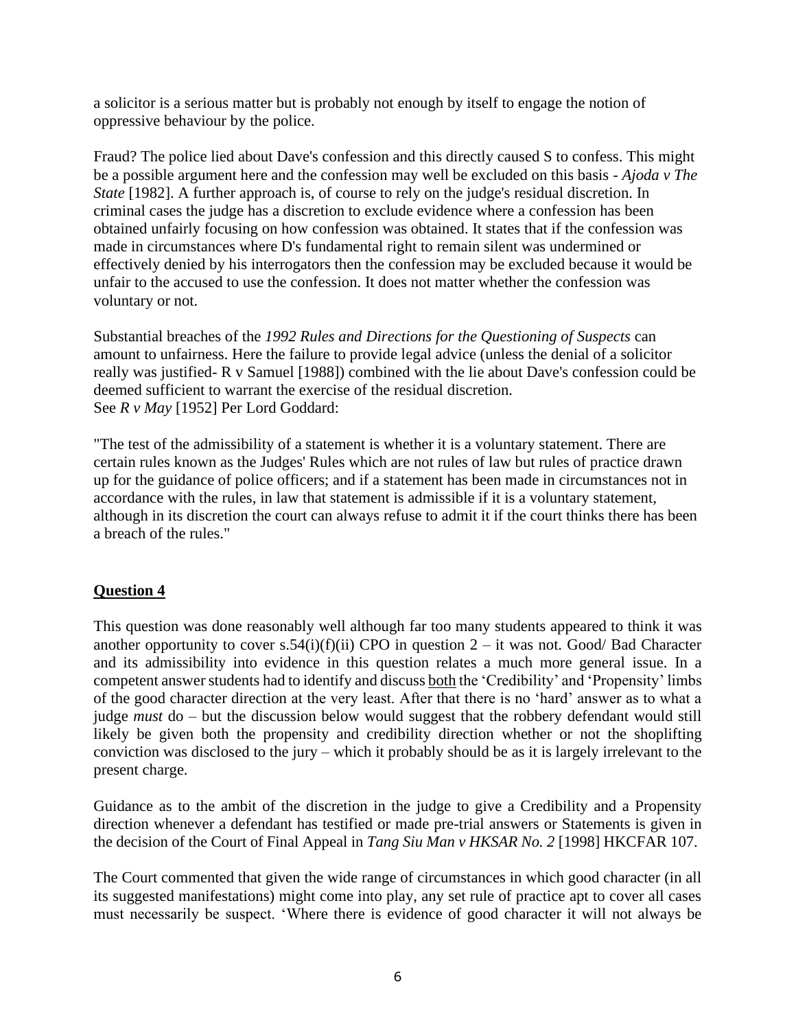a solicitor is a serious matter but is probably not enough by itself to engage the notion of oppressive behaviour by the police.

Fraud? The police lied about Dave's confession and this directly caused S to confess. This might be a possible argument here and the confession may well be excluded on this basis - *Ajoda v The State* [1982]. A further approach is, of course to rely on the judge's residual discretion. In criminal cases the judge has a discretion to exclude evidence where a confession has been obtained unfairly focusing on how confession was obtained. It states that if the confession was made in circumstances where D's fundamental right to remain silent was undermined or effectively denied by his interrogators then the confession may be excluded because it would be unfair to the accused to use the confession. It does not matter whether the confession was voluntary or not.

Substantial breaches of the *1992 Rules and Directions for the Questioning of Suspects* can amount to unfairness. Here the failure to provide legal advice (unless the denial of a solicitor really was justified- R v Samuel [1988]) combined with the lie about Dave's confession could be deemed sufficient to warrant the exercise of the residual discretion.
See *R v May* [1952] Per Lord Goddard:

"The test of the admissibility of a statement is whether it is a voluntary statement. There are certain rules known as the Judges' Rules which are not rules of law but rules of practice drawn up for the guidance of police officers; and if a statement has been made in circumstances not in accordance with the rules, in law that statement is admissible if it is a voluntary statement, although in its discretion the court can always refuse to admit it if the court thinks there has been a breach of the rules."

## Question 4

This question was done reasonably well although far too many students appeared to think it was another opportunity to cover s.54(i)(f)(ii) CPO in question 2 – it was not. Good/ Bad Character and its admissibility into evidence in this question relates a much more general issue. In a competent answer students had to identify and discuss <u>both</u> the 'Credibility' and 'Propensity' limbs of the good character direction at the very least. After that there is no 'hard' answer as to what a judge *must* do – but the discussion below would suggest that the robbery defendant would still likely be given both the propensity and credibility direction whether or not the shoplifting conviction was disclosed to the jury – which it probably should be as it is largely irrelevant to the present charge.

Guidance as to the ambit of the discretion in the judge to give a Credibility and a Propensity direction whenever a defendant has testified or made pre-trial answers or Statements is given in the decision of the Court of Final Appeal in *Tang Siu Man v HKSAR No. 2* [1998] HKCFAR 107.

The Court commented that given the wide range of circumstances in which good character (in all its suggested manifestations) might come into play, any set rule of practice apt to cover all cases must necessarily be suspect. 'Where there is evidence of good character it will not always be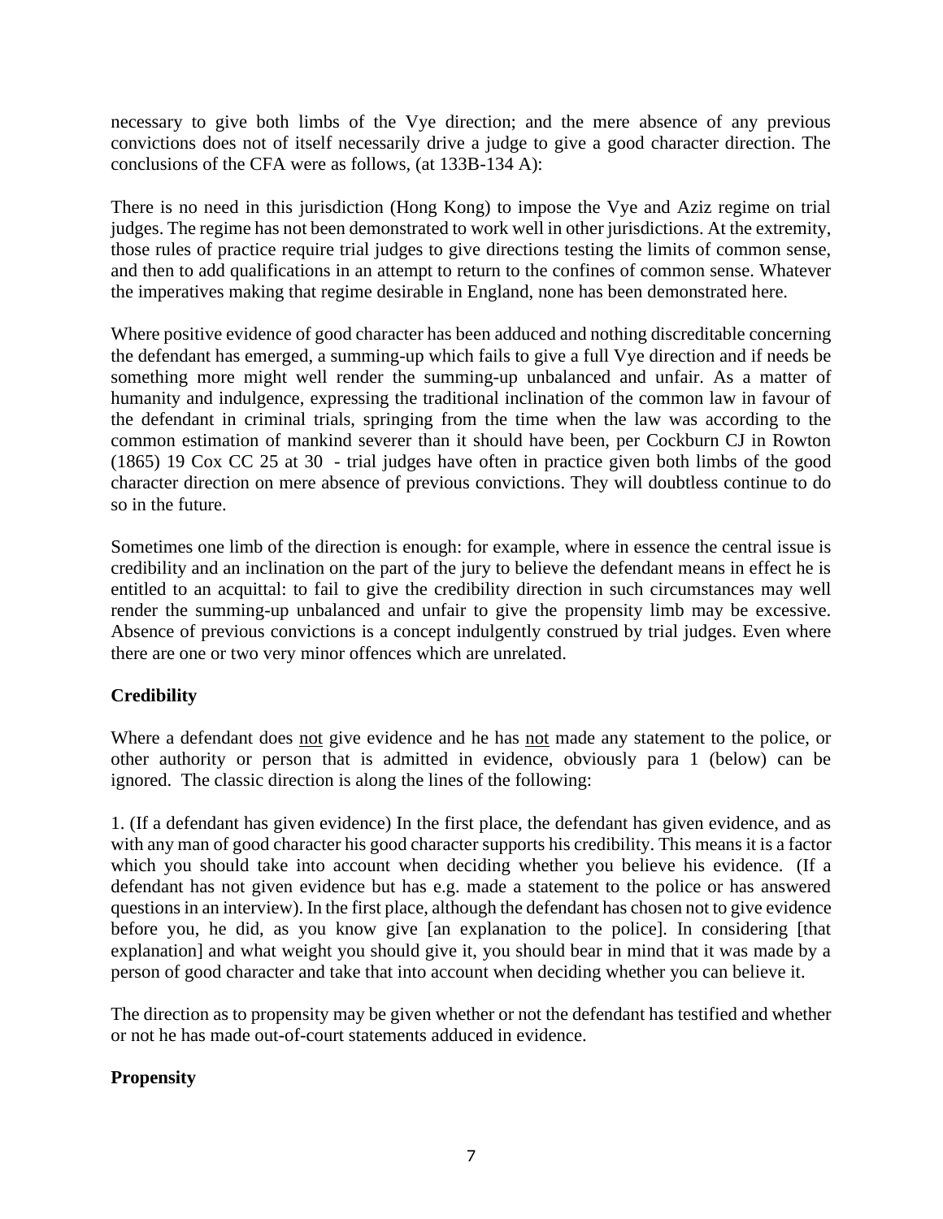necessary to give both limbs of the Vye direction; and the mere absence of any previous convictions does not of itself necessarily drive a judge to give a good character direction. The conclusions of the CFA were as follows, (at 133B-134 A):

There is no need in this jurisdiction (Hong Kong) to impose the Vye and Aziz regime on trial judges. The regime has not been demonstrated to work well in other jurisdictions. At the extremity, those rules of practice require trial judges to give directions testing the limits of common sense, and then to add qualifications in an attempt to return to the confines of common sense. Whatever the imperatives making that regime desirable in England, none has been demonstrated here.

Where positive evidence of good character has been adduced and nothing discreditable concerning the defendant has emerged, a summing-up which fails to give a full Vye direction and if needs be something more might well render the summing-up unbalanced and unfair. As a matter of humanity and indulgence, expressing the traditional inclination of the common law in favour of the defendant in criminal trials, springing from the time when the law was according to the common estimation of mankind severer than it should have been, per Cockburn CJ in Rowton (1865) 19 Cox CC 25 at 30 - trial judges have often in practice given both limbs of the good character direction on mere absence of previous convictions. They will doubtless continue to do so in the future.

Sometimes one limb of the direction is enough: for example, where in essence the central issue is credibility and an inclination on the part of the jury to believe the defendant means in effect he is entitled to an acquittal: to fail to give the credibility direction in such circumstances may well render the summing-up unbalanced and unfair to give the propensity limb may be excessive. Absence of previous convictions is a concept indulgently construed by trial judges. Even where there are one or two very minor offences which are unrelated.

**Credibility**

Where a defendant does <u>not</u> give evidence and he has <u>not</u> made any statement to the police, or other authority or person that is admitted in evidence, obviously para 1 (below) can be ignored. The classic direction is along the lines of the following:

1. (If a defendant has given evidence) In the first place, the defendant has given evidence, and as with any man of good character his good character supports his credibility. This means it is a factor which you should take into account when deciding whether you believe his evidence. (If a defendant has not given evidence but has e.g. made a statement to the police or has answered questions in an interview). In the first place, although the defendant has chosen not to give evidence before you, he did, as you know give [an explanation to the police]. In considering [that explanation] and what weight you should give it, you should bear in mind that it was made by a person of good character and take that into account when deciding whether you can believe it.

The direction as to propensity may be given whether or not the defendant has testified and whether or not he has made out-of-court statements adduced in evidence.

**Propensity**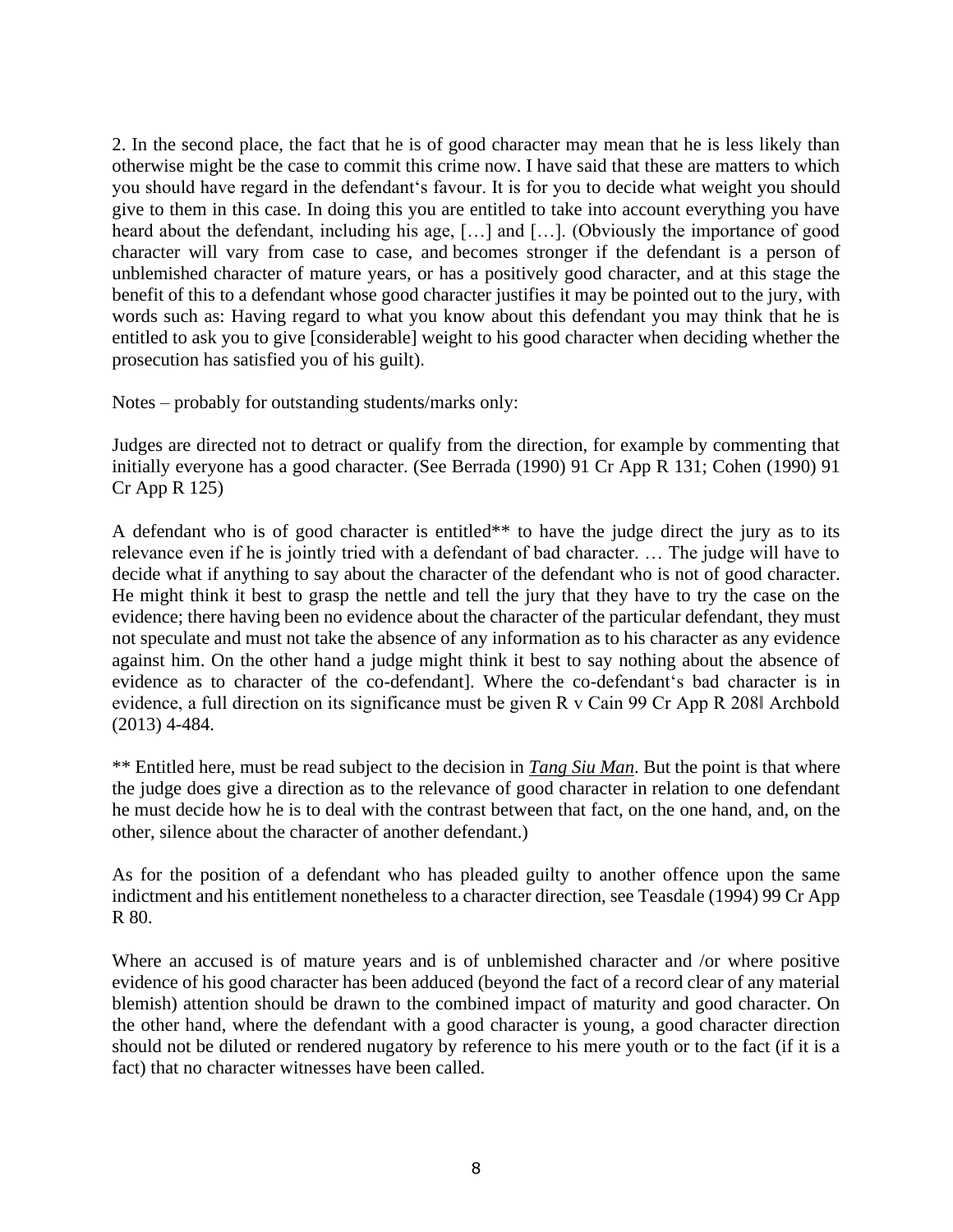2. In the second place, the fact that he is of good character may mean that he is less likely than otherwise might be the case to commit this crime now. I have said that these are matters to which you should have regard in the defendant‘s favour. It is for you to decide what weight you should give to them in this case. In doing this you are entitled to take into account everything you have heard about the defendant, including his age, […] and […]. (Obviously the importance of good character will vary from case to case, and becomes stronger if the defendant is a person of unblemished character of mature years, or has a positively good character, and at this stage the benefit of this to a defendant whose good character justifies it may be pointed out to the jury, with words such as: Having regard to what you know about this defendant you may think that he is entitled to ask you to give [considerable] weight to his good character when deciding whether the prosecution has satisfied you of his guilt).

Notes – probably for outstanding students/marks only:

Judges are directed not to detract or qualify from the direction, for example by commenting that initially everyone has a good character. (See Berrada (1990) 91 Cr App R 131; Cohen (1990) 91 Cr App R 125)

A defendant who is of good character is entitled** to have the judge direct the jury as to its relevance even if he is jointly tried with a defendant of bad character. … The judge will have to decide what if anything to say about the character of the defendant who is not of good character. He might think it best to grasp the nettle and tell the jury that they have to try the case on the evidence; there having been no evidence about the character of the particular defendant, they must not speculate and must not take the absence of any information as to his character as any evidence against him. On the other hand a judge might think it best to say nothing about the absence of evidence as to character of the co-defendant]. Where the co-defendant‘s bad character is in evidence, a full direction on its significance must be given R v Cain 99 Cr App R 208‖ Archbold (2013) 4-484.

** Entitled here, must be read subject to the decision in *Tang Siu Man*. But the point is that where the judge does give a direction as to the relevance of good character in relation to one defendant he must decide how he is to deal with the contrast between that fact, on the one hand, and, on the other, silence about the character of another defendant.)

As for the position of a defendant who has pleaded guilty to another offence upon the same indictment and his entitlement nonetheless to a character direction, see Teasdale (1994) 99 Cr App R 80.

Where an accused is of mature years and is of unblemished character and /or where positive evidence of his good character has been adduced (beyond the fact of a record clear of any material blemish) attention should be drawn to the combined impact of maturity and good character. On the other hand, where the defendant with a good character is young, a good character direction should not be diluted or rendered nugatory by reference to his mere youth or to the fact (if it is a fact) that no character witnesses have been called.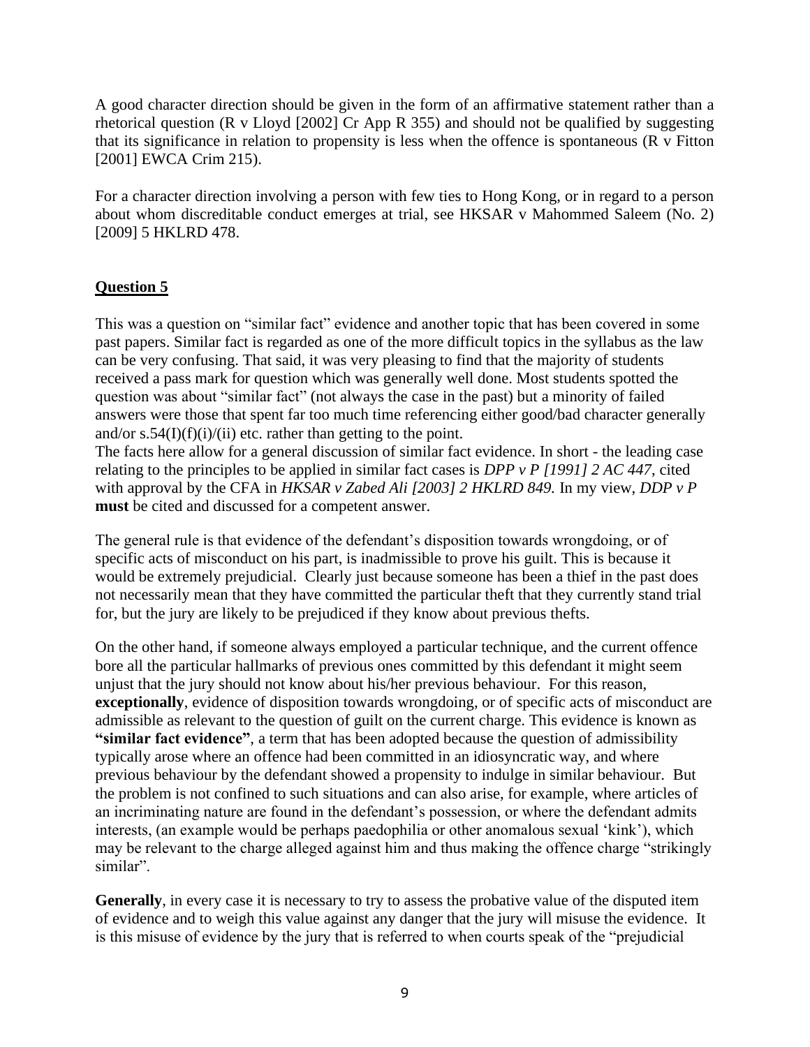A good character direction should be given in the form of an affirmative statement rather than a rhetorical question (R v Lloyd [2002] Cr App R 355) and should not be qualified by suggesting that its significance in relation to propensity is less when the offence is spontaneous (R v Fitton [2001] EWCA Crim 215).

For a character direction involving a person with few ties to Hong Kong, or in regard to a person about whom discreditable conduct emerges at trial, see HKSAR v Mahommed Saleem (No. 2) [2009] 5 HKLRD 478.

## Question 5

This was a question on "similar fact" evidence and another topic that has been covered in some past papers. Similar fact is regarded as one of the more difficult topics in the syllabus as the law can be very confusing. That said, it was very pleasing to find that the majority of students received a pass mark for question which was generally well done. Most students spotted the question was about "similar fact" (not always the case in the past) but a minority of failed answers were those that spent far too much time referencing either good/bad character generally and/or s.54(I)(f)(i)/(ii) etc. rather than getting to the point.

The facts here allow for a general discussion of similar fact evidence. In short - the leading case relating to the principles to be applied in similar fact cases is *DPP v P [1991] 2 AC 447*, cited with approval by the CFA in *HKSAR v Zabed Ali [2003] 2 HKLRD 849.* In my view, *DDP v P* **must** be cited and discussed for a competent answer.

The general rule is that evidence of the defendant's disposition towards wrongdoing, or of specific acts of misconduct on his part, is inadmissible to prove his guilt. This is because it would be extremely prejudicial. Clearly just because someone has been a thief in the past does not necessarily mean that they have committed the particular theft that they currently stand trial for, but the jury are likely to be prejudiced if they know about previous thefts.

On the other hand, if someone always employed a particular technique, and the current offence bore all the particular hallmarks of previous ones committed by this defendant it might seem unjust that the jury should not know about his/her previous behaviour. For this reason, **exceptionally**, evidence of disposition towards wrongdoing, or of specific acts of misconduct are admissible as relevant to the question of guilt on the current charge. This evidence is known as **"similar fact evidence"**, a term that has been adopted because the question of admissibility typically arose where an offence had been committed in an idiosyncratic way, and where previous behaviour by the defendant showed a propensity to indulge in similar behaviour. But the problem is not confined to such situations and can also arise, for example, where articles of an incriminating nature are found in the defendant's possession, or where the defendant admits interests, (an example would be perhaps paedophilia or other anomalous sexual 'kink'), which may be relevant to the charge alleged against him and thus making the offence charge "strikingly similar".

**Generally**, in every case it is necessary to try to assess the probative value of the disputed item of evidence and to weigh this value against any danger that the jury will misuse the evidence. It is this misuse of evidence by the jury that is referred to when courts speak of the "prejudicial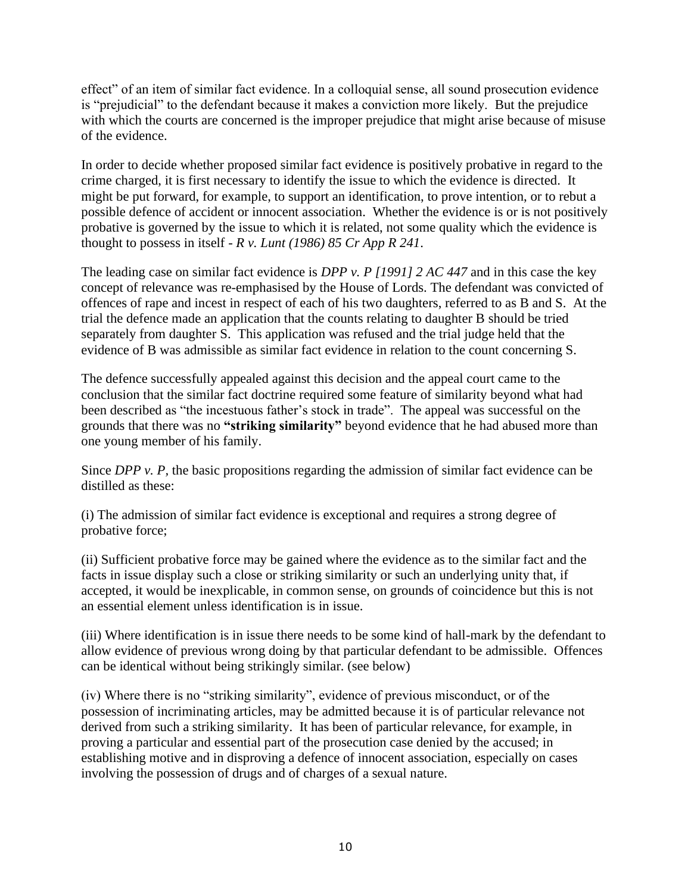effect" of an item of similar fact evidence. In a colloquial sense, all sound prosecution evidence is "prejudicial" to the defendant because it makes a conviction more likely. But the prejudice with which the courts are concerned is the improper prejudice that might arise because of misuse of the evidence.

In order to decide whether proposed similar fact evidence is positively probative in regard to the crime charged, it is first necessary to identify the issue to which the evidence is directed. It might be put forward, for example, to support an identification, to prove intention, or to rebut a possible defence of accident or innocent association. Whether the evidence is or is not positively probative is governed by the issue to which it is related, not some quality which the evidence is thought to possess in itself - *R v. Lunt (1986) 85 Cr App R 241*.

The leading case on similar fact evidence is *DPP v. P [1991] 2 AC 447* and in this case the key concept of relevance was re-emphasised by the House of Lords. The defendant was convicted of offences of rape and incest in respect of each of his two daughters, referred to as B and S. At the trial the defence made an application that the counts relating to daughter B should be tried separately from daughter S. This application was refused and the trial judge held that the evidence of B was admissible as similar fact evidence in relation to the count concerning S.

The defence successfully appealed against this decision and the appeal court came to the conclusion that the similar fact doctrine required some feature of similarity beyond what had been described as "the incestuous father's stock in trade". The appeal was successful on the grounds that there was no **"striking similarity"** beyond evidence that he had abused more than one young member of his family.

Since *DPP v. P*, the basic propositions regarding the admission of similar fact evidence can be distilled as these:

(i) The admission of similar fact evidence is exceptional and requires a strong degree of probative force;

(ii) Sufficient probative force may be gained where the evidence as to the similar fact and the facts in issue display such a close or striking similarity or such an underlying unity that, if accepted, it would be inexplicable, in common sense, on grounds of coincidence but this is not an essential element unless identification is in issue.

(iii) Where identification is in issue there needs to be some kind of hall-mark by the defendant to allow evidence of previous wrong doing by that particular defendant to be admissible. Offences can be identical without being strikingly similar. (see below)

(iv) Where there is no "striking similarity", evidence of previous misconduct, or of the possession of incriminating articles, may be admitted because it is of particular relevance not derived from such a striking similarity. It has been of particular relevance, for example, in proving a particular and essential part of the prosecution case denied by the accused; in establishing motive and in disproving a defence of innocent association, especially on cases involving the possession of drugs and of charges of a sexual nature.